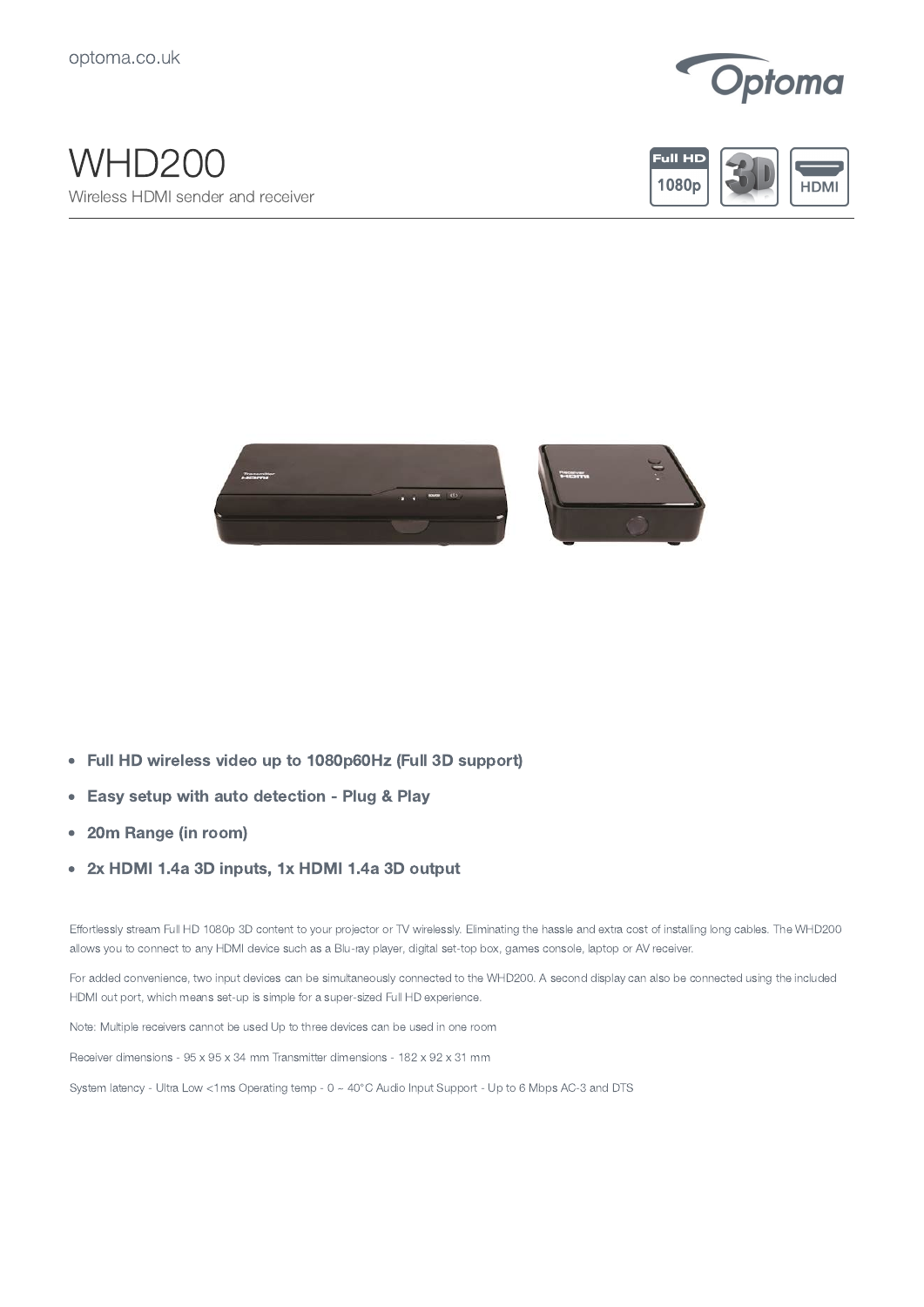optoma.co.uk

# WHD200

Wireless HDMI sender and receiver

- **Full HD wireless video up to 1080p60Hz (Full 3D support)**
- **Easy setup with auto detection - Plug & Play**
- **20m Range (in room)**
- **2x HDMI 1.4a 3D inputs, 1x HDMI 1.4a 3D output**

Effortlessly stream Full HD 1080p 3D content to your projector or TV wirelessly. Eliminating the hassle and extra cost of installing long cables. The WHD200 allows you to connect to any HDMI device such as a Blu-ray player, digital set-top box, games console, laptop or AV receiver.

For added convenience, two input devices can be simultaneously connected to the WHD200. A second display can also be connected using the included HDMI out port, which means set-up is simple for a super-sized Full HD experience.

Note: Multiple receivers cannot be used Up to three devices can be used in one room

Receiver dimensions - 95 x 95 x 34 mm Transmitter dimensions - 182 x 92 x 31 mm

System latency - Ultra Low <1ms Operating temp - 0 ~ 40°C Audio Input Support - Up to 6 Mbps AC-3 and DTS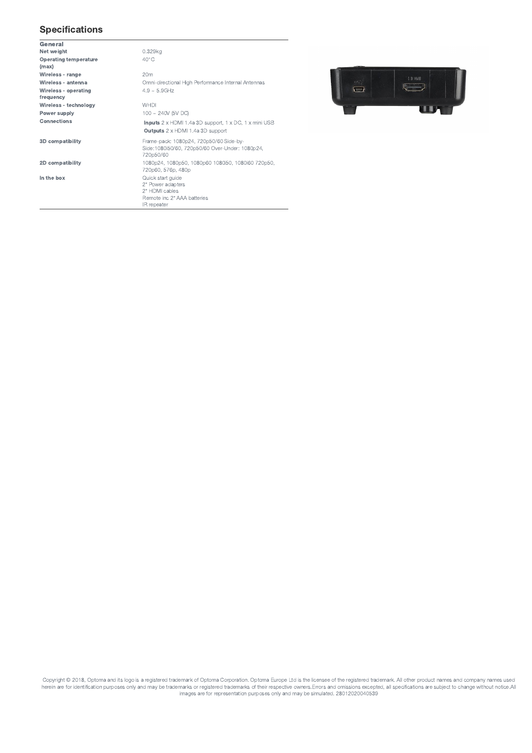## Specifications

| General | |
|---|---|
| **Net weight** | 0.329kg |
| **Operating temperature (max)** | 40°C |
| **Wireless - range** | 20m |
| **Wireless - antenna** | Omni-directional High Performance Internal Antennas |
| **Wireless - operating frequency** | 4.9 ~ 5.9GHz |
| **Wireless - technology** | WHDI |
| **Power supply** | 100 ~ 240V (5V DC) |
| **Connections** | **Inputs** 2 x HDMI 1.4a 3D support, 1 x DC, 1 x mini USB<br>**Outputs** 2 x HDMI 1.4a 3D support |
| **3D compatibility** | Frame-pack: 1080p24, 720p50/60 Side-by-Side:1080i50/60, 720p50/60 Over-Under: 1080p24, 720p50/60 |
| **2D compatibility** | 1080p24, 1080p50, 1080p60 1080i50, 1080i60 720p50, 720p60, 576p, 480p |
| **In the box** | Quick start guide<br>2* Power adapters<br>2* HDMI cables<br>Remote inc 2* AAA batteries<br>IR repeater |

Copyright © 2018, Optoma and its logo is a registered trademark of Optoma Corporation. Optoma Europe Ltd is the licensee of the registered trademark. All other product names and company names used herein are for identification purposes only and may be trademarks or registered trademarks of their respective owners.Errors and omissions excepted, all specifications are subject to change without notice.All images are for representation purposes only and may be simulated. 28012020040539